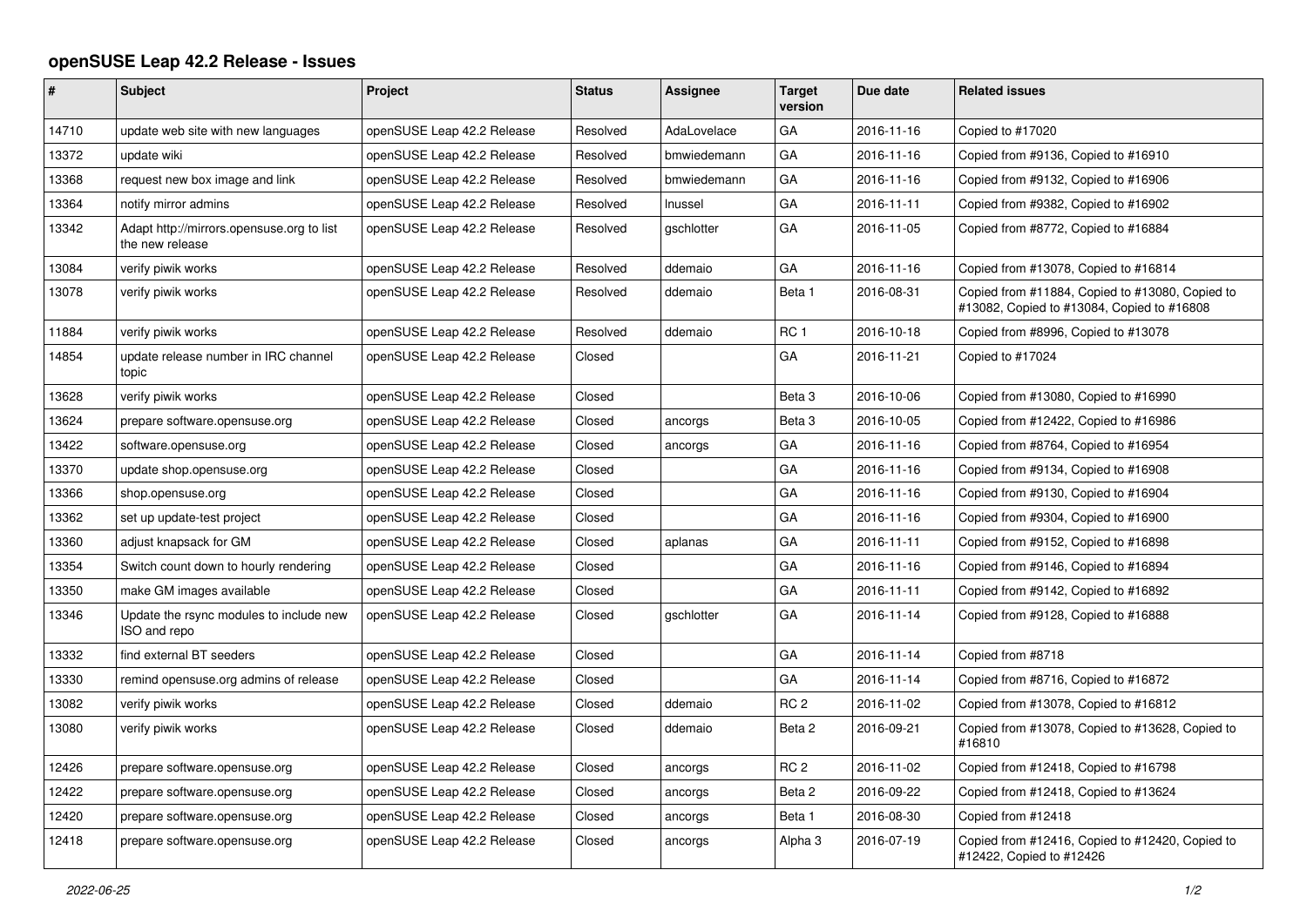# openSUSE Leap 42.2 Release - Issues

| # | Subject | Project | Status | Assignee | Target version | Due date | Related issues |
|---|---|---|---|---|---|---|---|
| 14710 | update web site with new languages | openSUSE Leap 42.2 Release | Resolved | AdaLovelace | GA | 2016-11-16 | Copied to #17020 |
| 13372 | update wiki | openSUSE Leap 42.2 Release | Resolved | bmwiedemann | GA | 2016-11-16 | Copied from #9136, Copied to #16910 |
| 13368 | request new box image and link | openSUSE Leap 42.2 Release | Resolved | bmwiedemann | GA | 2016-11-16 | Copied from #9132, Copied to #16906 |
| 13364 | notify mirror admins | openSUSE Leap 42.2 Release | Resolved | lnussel | GA | 2016-11-11 | Copied from #9382, Copied to #16902 |
| 13342 | Adapt http://mirrors.opensuse.org to list the new release | openSUSE Leap 42.2 Release | Resolved | gschlotter | GA | 2016-11-05 | Copied from #8772, Copied to #16884 |
| 13084 | verify piwik works | openSUSE Leap 42.2 Release | Resolved | ddemaio | GA | 2016-11-16 | Copied from #13078, Copied to #16814 |
| 13078 | verify piwik works | openSUSE Leap 42.2 Release | Resolved | ddemaio | Beta 1 | 2016-08-31 | Copied from #11884, Copied to #13080, Copied to #13082, Copied to #13084, Copied to #16808 |
| 11884 | verify piwik works | openSUSE Leap 42.2 Release | Resolved | ddemaio | RC 1 | 2016-10-18 | Copied from #8996, Copied to #13078 |
| 14854 | update release number in IRC channel topic | openSUSE Leap 42.2 Release | Closed | | GA | 2016-11-21 | Copied to #17024 |
| 13628 | verify piwik works | openSUSE Leap 42.2 Release | Closed | | Beta 3 | 2016-10-06 | Copied from #13080, Copied to #16990 |
| 13624 | prepare software.opensuse.org | openSUSE Leap 42.2 Release | Closed | ancorgs | Beta 3 | 2016-10-05 | Copied from #12422, Copied to #16986 |
| 13422 | software.opensuse.org | openSUSE Leap 42.2 Release | Closed | ancorgs | GA | 2016-11-16 | Copied from #8764, Copied to #16954 |
| 13370 | update shop.opensuse.org | openSUSE Leap 42.2 Release | Closed | | GA | 2016-11-16 | Copied from #9134, Copied to #16908 |
| 13366 | shop.opensuse.org | openSUSE Leap 42.2 Release | Closed | | GA | 2016-11-16 | Copied from #9130, Copied to #16904 |
| 13362 | set up update-test project | openSUSE Leap 42.2 Release | Closed | | GA | 2016-11-16 | Copied from #9304, Copied to #16900 |
| 13360 | adjust knapsack for GM | openSUSE Leap 42.2 Release | Closed | aplanas | GA | 2016-11-11 | Copied from #9152, Copied to #16898 |
| 13354 | Switch count down to hourly rendering | openSUSE Leap 42.2 Release | Closed | | GA | 2016-11-16 | Copied from #9146, Copied to #16894 |
| 13350 | make GM images available | openSUSE Leap 42.2 Release | Closed | | GA | 2016-11-11 | Copied from #9142, Copied to #16892 |
| 13346 | Update the rsync modules to include new ISO and repo | openSUSE Leap 42.2 Release | Closed | gschlotter | GA | 2016-11-14 | Copied from #9128, Copied to #16888 |
| 13332 | find external BT seeders | openSUSE Leap 42.2 Release | Closed | | GA | 2016-11-14 | Copied from #8718 |
| 13330 | remind opensuse.org admins of release | openSUSE Leap 42.2 Release | Closed | | GA | 2016-11-14 | Copied from #8716, Copied to #16872 |
| 13082 | verify piwik works | openSUSE Leap 42.2 Release | Closed | ddemaio | RC 2 | 2016-11-02 | Copied from #13078, Copied to #16812 |
| 13080 | verify piwik works | openSUSE Leap 42.2 Release | Closed | ddemaio | Beta 2 | 2016-09-21 | Copied from #13078, Copied to #13628, Copied to #16810 |
| 12426 | prepare software.opensuse.org | openSUSE Leap 42.2 Release | Closed | ancorgs | RC 2 | 2016-11-02 | Copied from #12418, Copied to #16798 |
| 12422 | prepare software.opensuse.org | openSUSE Leap 42.2 Release | Closed | ancorgs | Beta 2 | 2016-09-22 | Copied from #12418, Copied to #13624 |
| 12420 | prepare software.opensuse.org | openSUSE Leap 42.2 Release | Closed | ancorgs | Beta 1 | 2016-08-30 | Copied from #12418 |
| 12418 | prepare software.opensuse.org | openSUSE Leap 42.2 Release | Closed | ancorgs | Alpha 3 | 2016-07-19 | Copied from #12416, Copied to #12420, Copied to #12422, Copied to #12426 |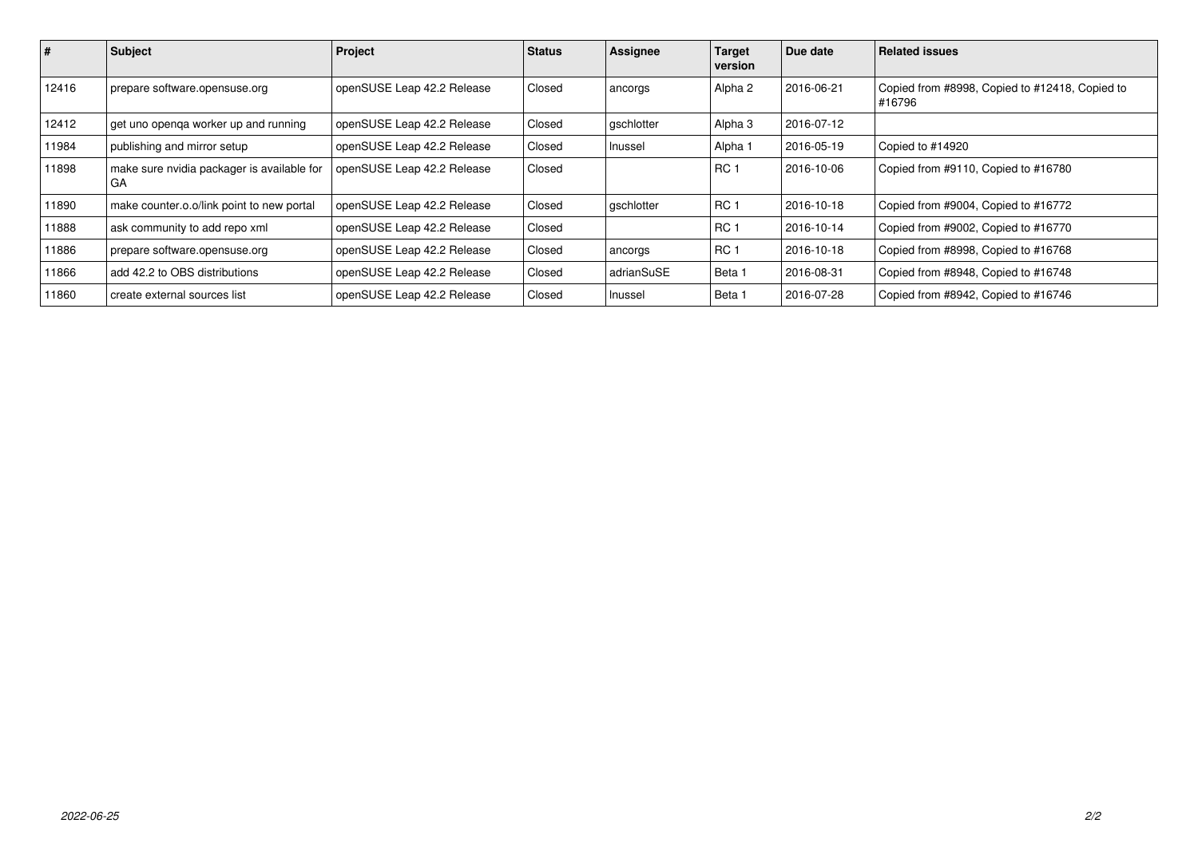| # | Subject | Project | Status | Assignee | Target version | Due date | Related issues |
|---|---|---|---|---|---|---|---|
| 12416 | prepare software.opensuse.org | openSUSE Leap 42.2 Release | Closed | ancorgs | Alpha 2 | 2016-06-21 | Copied from #8998, Copied to #12418, Copied to #16796 |
| 12412 | get uno openqa worker up and running | openSUSE Leap 42.2 Release | Closed | gschlotter | Alpha 3 | 2016-07-12 | |
| 11984 | publishing and mirror setup | openSUSE Leap 42.2 Release | Closed | lnussel | Alpha 1 | 2016-05-19 | Copied to #14920 |
| 11898 | make sure nvidia packager is available for GA | openSUSE Leap 42.2 Release | Closed | | RC 1 | 2016-10-06 | Copied from #9110, Copied to #16780 |
| 11890 | make counter.o.o/link point to new portal | openSUSE Leap 42.2 Release | Closed | gschlotter | RC 1 | 2016-10-18 | Copied from #9004, Copied to #16772 |
| 11888 | ask community to add repo xml | openSUSE Leap 42.2 Release | Closed | | RC 1 | 2016-10-14 | Copied from #9002, Copied to #16770 |
| 11886 | prepare software.opensuse.org | openSUSE Leap 42.2 Release | Closed | ancorgs | RC 1 | 2016-10-18 | Copied from #8998, Copied to #16768 |
| 11866 | add 42.2 to OBS distributions | openSUSE Leap 42.2 Release | Closed | adrianSuSE | Beta 1 | 2016-08-31 | Copied from #8948, Copied to #16748 |
| 11860 | create external sources list | openSUSE Leap 42.2 Release | Closed | lnussel | Beta 1 | 2016-07-28 | Copied from #8942, Copied to #16746 |